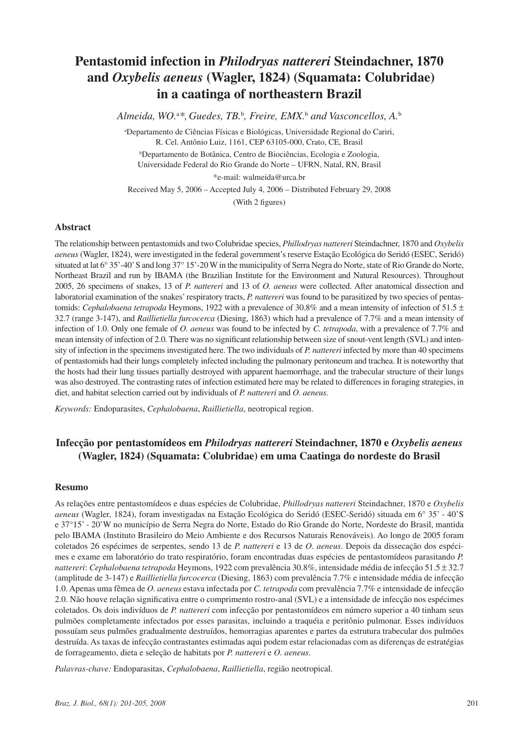# Pentastomid infection in *Philodryas nattereri* Steindachner, 1870 and *Oxybelis aeneus* (Wagler, 1824) (Squamata: Colubridae) in a caatinga of northeastern Brazil

*Almeida, WO.*[a]*, *Guedes, TB.*[b], *Freire, EMX.*[b] *and Vasconcellos, A.*[b]

[a]Departamento de Ciências Físicas e Biológicas, Universidade Regional do Cariri, R. Cel. Antônio Luiz, 1161, CEP 63105-000, Crato, CE, Brasil

[b]Departamento de Botânica, Centro de Biociências, Ecologia e Zoologia, Universidade Federal do Rio Grande do Norte – UFRN, Natal, RN, Brasil

*e-mail: walmeida@urca.br

Received May 5, 2006 – Accepted July 4, 2006 – Distributed February 29, 2008

(With 2 figures)

## Abstract

The relationship between pentastomids and two Colubridae species, *Phillodryas nattereri* Steindachner, 1870 and *Oxybelis aeneus* (Wagler, 1824), were investigated in the federal government's reserve Estação Ecológica do Seridó (ESEC, Seridó) situated at lat 6° 35'-40' S and long 37° 15'-20 W in the municipality of Serra Negra do Norte, state of Rio Grande do Norte, Northeast Brazil and run by IBAMA (the Brazilian Institute for the Environment and Natural Resources). Throughout 2005, 26 specimens of snakes, 13 of *P. nattereri* and 13 of *O. aeneus* were collected. After anatomical dissection and laboratorial examination of the snakes' respiratory tracts, *P. nattereri* was found to be parasitized by two species of pentastomids: *Cephalobaena tetrapoda* Heymons, 1922 with a prevalence of 30.8% and a mean intensity of infection of 51.5 ± 32.7 (range 3-147), and *Raillietiella furcocerca* (Diesing, 1863) which had a prevalence of 7.7% and a mean intensity of infection of 1.0. Only one female of *O. aeneus* was found to be infected by *C. tetrapoda*, with a prevalence of 7.7% and mean intensity of infection of 2.0. There was no significant relationship between size of snout-vent length (SVL) and intensity of infection in the specimens investigated here. The two individuals of *P. nattereri* infected by more than 40 specimens of pentastomids had their lungs completely infected including the pulmonary peritoneum and trachea. It is noteworthy that the hosts had their lung tissues partially destroyed with apparent haemorrhage, and the trabecular structure of their lungs was also destroyed. The contrasting rates of infection estimated here may be related to differences in foraging strategies, in diet, and habitat selection carried out by individuals of *P. nattereri* and *O. aeneus*.

*Keywords:* Endoparasites, *Cephalobaena*, *Raillietiella*, neotropical region.

## Infecção por pentastomídeos em *Philodryas nattereri* Steindachner, 1870 e *Oxybelis aeneus* (Wagler, 1824) (Squamata: Colubridae) em uma Caatinga do nordeste do Brasil

### Resumo

As relações entre pentastomídeos e duas espécies de Colubridae, *Phillodryas nattereri* Steindachner, 1870 e *Oxybelis aeneus* (Wagler, 1824), foram investigadas na Estação Ecológica do Seridó (ESEC-Seridó) situada em 6° 35' - 40'S e 37°15' - 20'W no município de Serra Negra do Norte, Estado do Rio Grande do Norte, Nordeste do Brasil, mantida pelo IBAMA (Instituto Brasileiro do Meio Ambiente e dos Recursos Naturais Renováveis). Ao longo de 2005 foram coletados 26 espécimes de serpentes, sendo 13 de *P. nattereri* e 13 de *O. aeneus*. Depois da dissecação dos espécimes e exame em laboratório do trato respiratório, foram encontradas duas espécies de pentastomídeos parasitando *P. nattereri*: *Cephalobaena tetrapoda* Heymons, 1922 com prevalência 30.8%, intensidade média de infecção 51.5 ± 32.7 (amplitude de 3-147) e *Raillietiella furcocerca* (Diesing, 1863) com prevalência 7.7% e intensidade média de infecção 1.0. Apenas uma fêmea de *O. aeneus* estava infectada por *C. tetrapoda* com prevalência 7.7% e intensidade de infecção 2.0. Não houve relação significativa entre o comprimento rostro-anal (SVL) e a intensidade de infecção nos espécimes coletados. Os dois indivíduos de *P. nattereri* com infecção por pentastomídeos em número superior a 40 tinham seus pulmões completamente infectados por esses parasitas, incluindo a traquéia e peritônio pulmonar. Esses indivíduos possuíam seus pulmões gradualmente destruídos, hemorragias aparentes e partes da estrutura trabecular dos pulmões destruída. As taxas de infecção contrastantes estimadas aqui podem estar relacionadas com as diferenças de estratégias de forrageamento, dieta e seleção de habitats por *P. nattereri* e *O. aeneus*.

*Palavras-chave:* Endoparasitas, *Cephalobaena*, *Raillietiella*, região neotropical.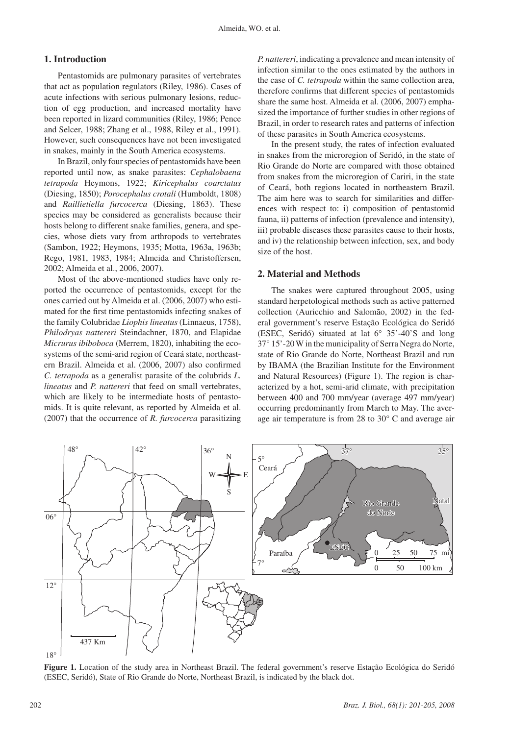## 1. Introduction

Pentastomids are pulmonary parasites of vertebrates that act as population regulators (Riley, 1986). Cases of acute infections with serious pulmonary lesions, reduction of egg production, and increased mortality have been reported in lizard communities (Riley, 1986; Pence and Selcer, 1988; Zhang et al., 1988, Riley et al., 1991). However, such consequences have not been investigated in snakes, mainly in the South America ecosystems.

In Brazil, only four species of pentastomids have been reported until now, as snake parasites: *Cephalobaena tetrapoda* Heymons, 1922; *Kiricephalus coarctatus* (Diesing, 1850); *Porocephalus crotali* (Humboldt, 1808) and *Raillietiella furcocerca* (Diesing, 1863). These species may be considered as generalists because their hosts belong to different snake families, genera, and species, whose diets vary from arthropods to vertebrates (Sambon, 1922; Heymons, 1935; Motta, 1963a, 1963b; Rego, 1981, 1983, 1984; Almeida and Christoffersen, 2002; Almeida et al., 2006, 2007).

Most of the above-mentioned studies have only reported the occurrence of pentastomids, except for the ones carried out by Almeida et al. (2006, 2007) who estimated for the first time pentastomids infecting snakes of the family Colubridae *Liophis lineatus* (Linnaeus, 1758), *Philodryas nattereri* Steindachner, 1870, and Elapidae *Micrurus ibiboboca* (Merrem, 1820), inhabiting the ecosystems of the semi-arid region of Ceará state, northeastern Brazil. Almeida et al. (2006, 2007) also confirmed *C. tetrapoda* as a generalist parasite of the colubrids *L. lineatus* and *P. nattereri* that feed on small vertebrates, which are likely to be intermediate hosts of pentastomids. It is quite relevant, as reported by Almeida et al. (2007) that the occurrence of *R. furcocerca* parasitizing *P. nattereri*, indicating a prevalence and mean intensity of infection similar to the ones estimated by the authors in the case of *C. tetrapoda* within the same collection area, therefore confirms that different species of pentastomids share the same host. Almeida et al. (2006, 2007) emphasized the importance of further studies in other regions of Brazil, in order to research rates and patterns of infection of these parasites in South America ecosystems.

In the present study, the rates of infection evaluated in snakes from the microregion of Seridó, in the state of Rio Grande do Norte are compared with those obtained from snakes from the microregion of Cariri, in the state of Ceará, both regions located in northeastern Brazil. The aim here was to search for similarities and differences with respect to: i) composition of pentastomid fauna, ii) patterns of infection (prevalence and intensity), iii) probable diseases these parasites cause to their hosts, and iv) the relationship between infection, sex, and body size of the host.

## 2. Material and Methods

The snakes were captured throughout 2005, using standard herpetological methods such as active patterned collection (Auricchio and Salomão, 2002) in the federal government's reserve Estação Ecológica do Seridó (ESEC, Seridó) situated at lat 6° 35'-40'S and long 37° 15'-20 W in the municipality of Serra Negra do Norte, state of Rio Grande do Norte, Northeast Brazil and run by IBAMA (the Brazilian Institute for the Environment and Natural Resources) (Figure 1). The region is characterized by a hot, semi-arid climate, with precipitation between 400 and 700 mm/year (average 497 mm/year) occurring predominantly from March to May. The average air temperature is from 28 to 30° C and average air

**Figure 1.** Location of the study area in Northeast Brazil. The federal government's reserve Estação Ecológica do Seridó (ESEC, Seridó), State of Rio Grande do Norte, Northeast Brazil, is indicated by the black dot.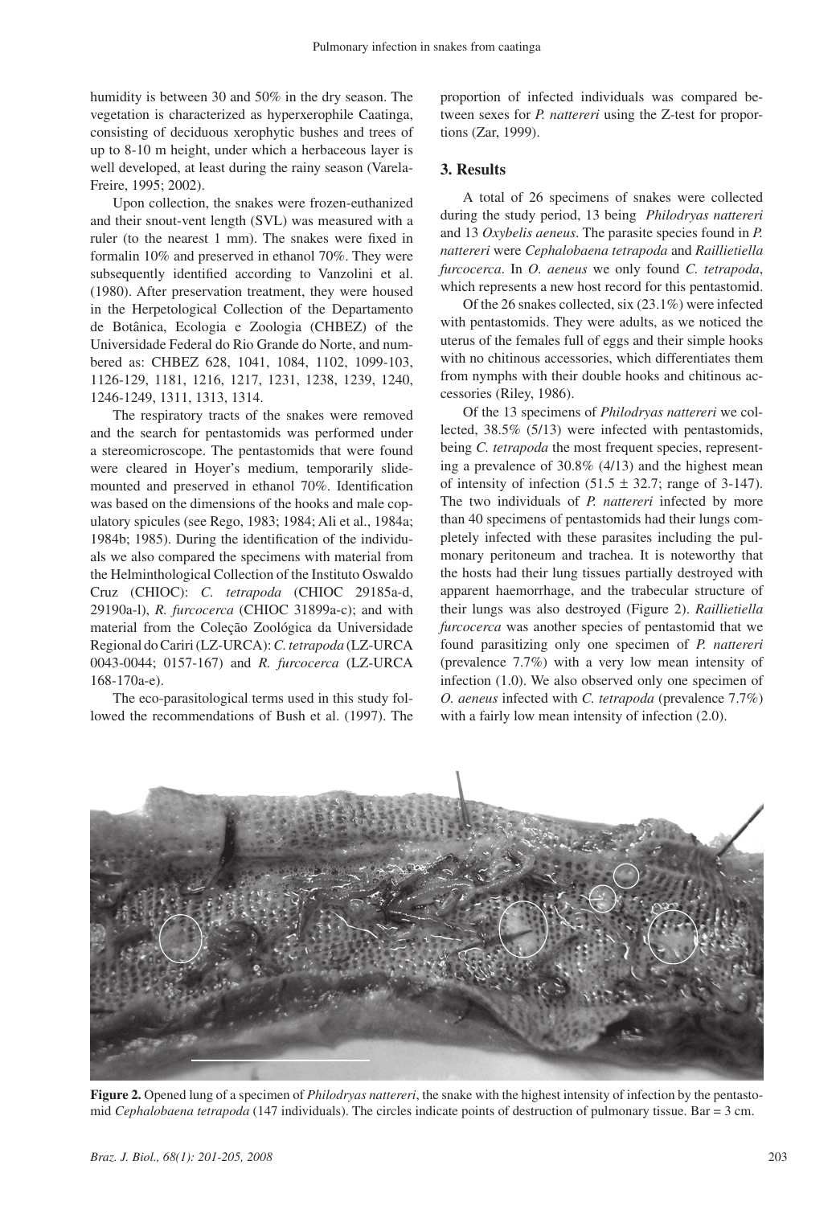humidity is between 30 and 50% in the dry season. The vegetation is characterized as hyperxerophile Caatinga, consisting of deciduous xerophytic bushes and trees of up to 8-10 m height, under which a herbaceous layer is well developed, at least during the rainy season (Varela-Freire, 1995; 2002).

Upon collection, the snakes were frozen-euthanized and their snout-vent length (SVL) was measured with a ruler (to the nearest 1 mm). The snakes were fixed in formalin 10% and preserved in ethanol 70%. They were subsequently identified according to Vanzolini et al. (1980). After preservation treatment, they were housed in the Herpetological Collection of the Departamento de Botânica, Ecologia e Zoologia (CHBEZ) of the Universidade Federal do Rio Grande do Norte, and numbered as: CHBEZ 628, 1041, 1084, 1102, 1099-103, 1126-129, 1181, 1216, 1217, 1231, 1238, 1239, 1240, 1246-1249, 1311, 1313, 1314.

The respiratory tracts of the snakes were removed and the search for pentastomids was performed under a stereomicroscope. The pentastomids that were found were cleared in Hoyer's medium, temporarily slide-mounted and preserved in ethanol 70%. Identification was based on the dimensions of the hooks and male copulatory spicules (see Rego, 1983; 1984; Ali et al., 1984a; 1984b; 1985). During the identification of the individuals we also compared the specimens with material from the Helminthological Collection of the Instituto Oswaldo Cruz (CHIOC): *C. tetrapoda* (CHIOC 29185a-d, 29190a-l), *R. furcocerca* (CHIOC 31899a-c); and with material from the Coleção Zoológica da Universidade Regional do Cariri (LZ-URCA): *C. tetrapoda* (LZ-URCA 0043-0044; 0157-167) and *R. furcocerca* (LZ-URCA 168-170a-e).

The eco-parasitological terms used in this study followed the recommendations of Bush et al. (1997). The proportion of infected individuals was compared between sexes for *P. nattereri* using the Z-test for proportions (Zar, 1999).

## 3. Results

A total of 26 specimens of snakes were collected during the study period, 13 being *Philodryas nattereri* and 13 *Oxybelis aeneus*. The parasite species found in *P. nattereri* were *Cephalobaena tetrapoda* and *Raillietiella furcocerca*. In *O. aeneus* we only found *C. tetrapoda*, which represents a new host record for this pentastomid.

Of the 26 snakes collected, six (23.1%) were infected with pentastomids. They were adults, as we noticed the uterus of the females full of eggs and their simple hooks with no chitinous accessories, which differentiates them from nymphs with their double hooks and chitinous accessories (Riley, 1986).

Of the 13 specimens of *Philodryas nattereri* we collected, 38.5% (5/13) were infected with pentastomids, being *C. tetrapoda* the most frequent species, representing a prevalence of 30.8% (4/13) and the highest mean of intensity of infection ($51.5 \pm 32.7$; range of 3-147). The two individuals of *P. nattereri* infected by more than 40 specimens of pentastomids had their lungs completely infected with these parasites including the pulmonary peritoneum and trachea. It is noteworthy that the hosts had their lung tissues partially destroyed with apparent haemorrhage, and the trabecular structure of their lungs was also destroyed (Figure 2). *Raillietiella furcocerca* was another species of pentastomid that we found parasitizing only one specimen of *P. nattereri* (prevalence 7.7%) with a very low mean intensity of infection (1.0). We also observed only one specimen of *O. aeneus* infected with *C. tetrapoda* (prevalence 7.7%) with a fairly low mean intensity of infection (2.0).

**Figure 2.** Opened lung of a specimen of *Philodryas nattereri*, the snake with the highest intensity of infection by the pentastomid *Cephalobaena tetrapoda* (147 individuals). The circles indicate points of destruction of pulmonary tissue. Bar = 3 cm.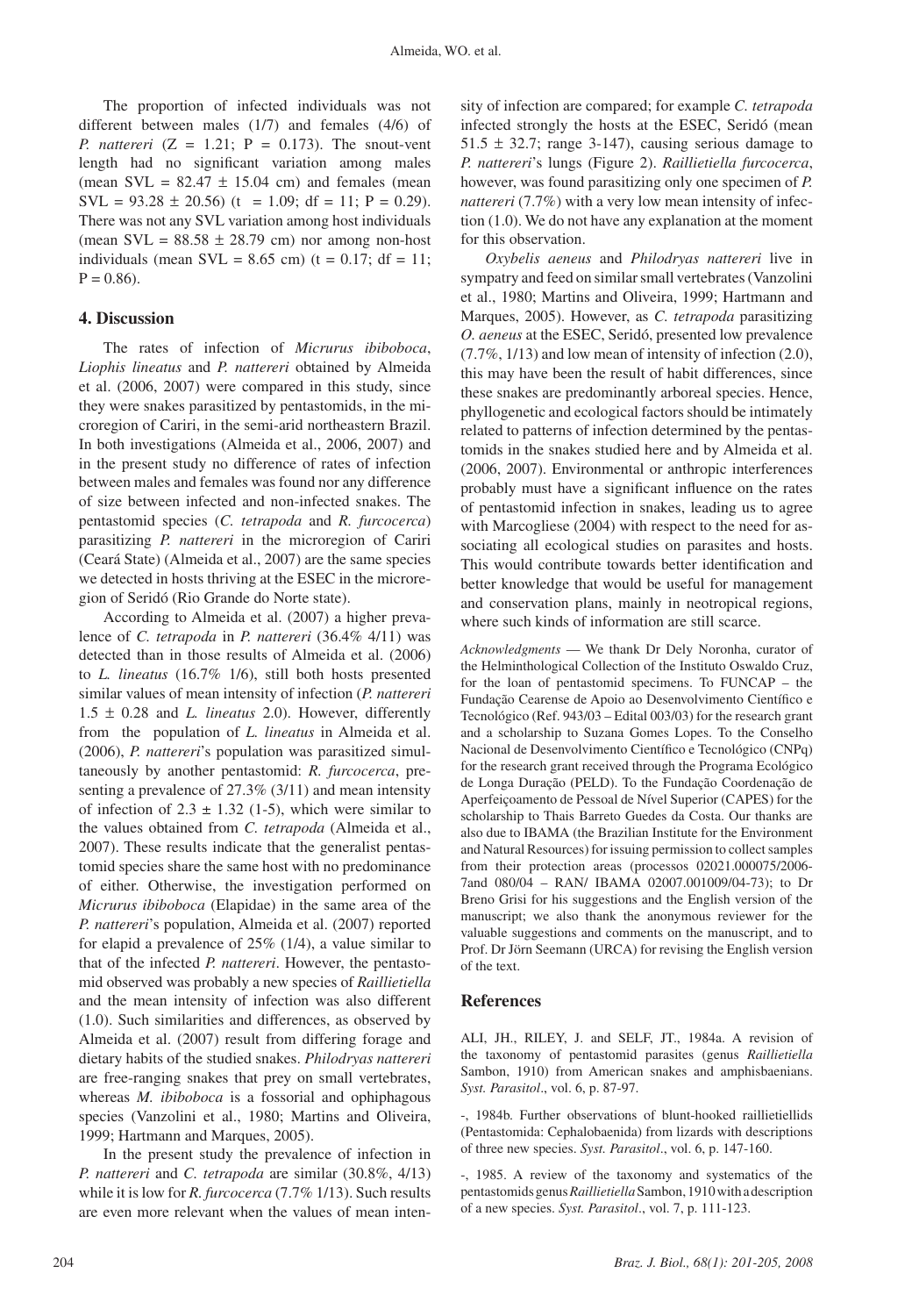The proportion of infected individuals was not different between males (1/7) and females (4/6) of *P. nattereri* ($Z = 1.21$; $P = 0.173$). The snout-vent length had no significant variation among males (mean SVL = 82.47 ± 15.04 cm) and females (mean SVL = 93.28 ± 20.56) ($t = 1.09$; df = 11; $P = 0.29$). There was not any SVL variation among host individuals (mean SVL = 88.58 ± 28.79 cm) nor among non-host individuals (mean SVL = 8.65 cm) ($t = 0.17$; df = 11; $P = 0.86$).

## 4. Discussion

The rates of infection of *Micrurus ibiboboca*, *Liophis lineatus* and *P. nattereri* obtained by Almeida et al. (2006, 2007) were compared in this study, since they were snakes parasitized by pentastomids, in the microregion of Cariri, in the semi-arid northeastern Brazil. In both investigations (Almeida et al., 2006, 2007) and in the present study no difference of rates of infection between males and females was found nor any difference of size between infected and non-infected snakes. The pentastomid species (*C. tetrapoda* and *R. furcocerca*) parasitizing *P. nattereri* in the microregion of Cariri (Ceará State) (Almeida et al., 2007) are the same species we detected in hosts thriving at the ESEC in the microregion of Seridó (Rio Grande do Norte state).

According to Almeida et al. (2007) a higher prevalence of *C. tetrapoda* in *P. nattereri* (36.4% 4/11) was detected than in those results of Almeida et al. (2006) to *L. lineatus* (16.7% 1/6), still both hosts presented similar values of mean intensity of infection (*P. nattereri* 1.5 ± 0.28 and *L. lineatus* 2.0). However, differently from the population of *L. lineatus* in Almeida et al. (2006), *P. nattereri*'s population was parasitized simultaneously by another pentastomid: *R. furcocerca*, presenting a prevalence of 27.3% (3/11) and mean intensity of infection of 2.3 ± 1.32 (1-5), which were similar to the values obtained from *C. tetrapoda* (Almeida et al., 2007). These results indicate that the generalist pentastomid species share the same host with no predominance of either. Otherwise, the investigation performed on *Micrurus ibiboboca* (Elapidae) in the same area of the *P. nattereri*'s population, Almeida et al. (2007) reported for elapid a prevalence of 25% (1/4), a value similar to that of the infected *P. nattereri*. However, the pentastomid observed was probably a new species of *Raillietiella* and the mean intensity of infection was also different (1.0). Such similarities and differences, as observed by Almeida et al. (2007) result from differing forage and dietary habits of the studied snakes. *Philodryas nattereri* are free-ranging snakes that prey on small vertebrates, whereas *M. ibiboboca* is a fossorial and ophiphagous species (Vanzolini et al., 1980; Martins and Oliveira, 1999; Hartmann and Marques, 2005).

In the present study the prevalence of infection in *P. nattereri* and *C. tetrapoda* are similar (30.8%, 4/13) while it is low for *R. furcocerca* (7.7% 1/13). Such results are even more relevant when the values of mean intensity of infection are compared; for example *C. tetrapoda* infected strongly the hosts at the ESEC, Seridó (mean 51.5 ± 32.7; range 3-147), causing serious damage to *P. nattereri*'s lungs (Figure 2). *Raillietiella furcocerca*, however, was found parasitizing only one specimen of *P. nattereri* (7.7%) with a very low mean intensity of infection (1.0). We do not have any explanation at the moment for this observation.

*Oxybelis aeneus* and *Philodryas nattereri* live in sympatry and feed on similar small vertebrates (Vanzolini et al., 1980; Martins and Oliveira, 1999; Hartmann and Marques, 2005). However, as *C. tetrapoda* parasitizing *O. aeneus* at the ESEC, Seridó, presented low prevalence (7.7%, 1/13) and low mean of intensity of infection (2.0), this may have been the result of habit differences, since these snakes are predominantly arboreal species. Hence, phyllogenetic and ecological factors should be intimately related to patterns of infection determined by the pentastomids in the snakes studied here and by Almeida et al. (2006, 2007). Environmental or anthropic interferences probably must have a significant influence on the rates of pentastomid infection in snakes, leading us to agree with Marcogliese (2004) with respect to the need for associating all ecological studies on parasites and hosts. This would contribute towards better identification and better knowledge that would be useful for management and conservation plans, mainly in neotropical regions, where such kinds of information are still scarce.

*Acknowledgments* — We thank Dr Dely Noronha, curator of the Helminthological Collection of the Instituto Oswaldo Cruz, for the loan of pentastomid specimens. To FUNCAP – the Fundação Cearense de Apoio ao Desenvolvimento Científico e Tecnológico (Ref. 943/03 – Edital 003/03) for the research grant and a scholarship to Suzana Gomes Lopes. To the Conselho Nacional de Desenvolvimento Científico e Tecnológico (CNPq) for the research grant received through the Programa Ecológico de Longa Duração (PELD). To the Fundação Coordenação de Aperfeiçoamento de Pessoal de Nível Superior (CAPES) for the scholarship to Thais Barreto Guedes da Costa. Our thanks are also due to IBAMA (the Brazilian Institute for the Environment and Natural Resources) for issuing permission to collect samples from their protection areas (processos 02021.000075/2006-7and 080/04 – RAN/ IBAMA 02007.001009/04-73); to Dr Breno Grisi for his suggestions and the English version of the manuscript; we also thank the anonymous reviewer for the valuable suggestions and comments on the manuscript, and to Prof. Dr Jörn Seemann (URCA) for revising the English version of the text.

## References

ALI, JH., RILEY, J. and SELF, JT., 1984a. A revision of the taxonomy of pentastomid parasites (genus *Raillietiella* Sambon, 1910) from American snakes and amphisbaenians. *Syst. Parasitol*., vol. 6, p. 87-97.

-, 1984b. Further observations of blunt-hooked raillietiellids (Pentastomida: Cephalobaenida) from lizards with descriptions of three new species. *Syst. Parasitol*., vol. 6, p. 147-160.

-, 1985. A review of the taxonomy and systematics of the pentastomids genus *Raillietiella* Sambon, 1910 with a description of a new species. *Syst. Parasitol*., vol. 7, p. 111-123.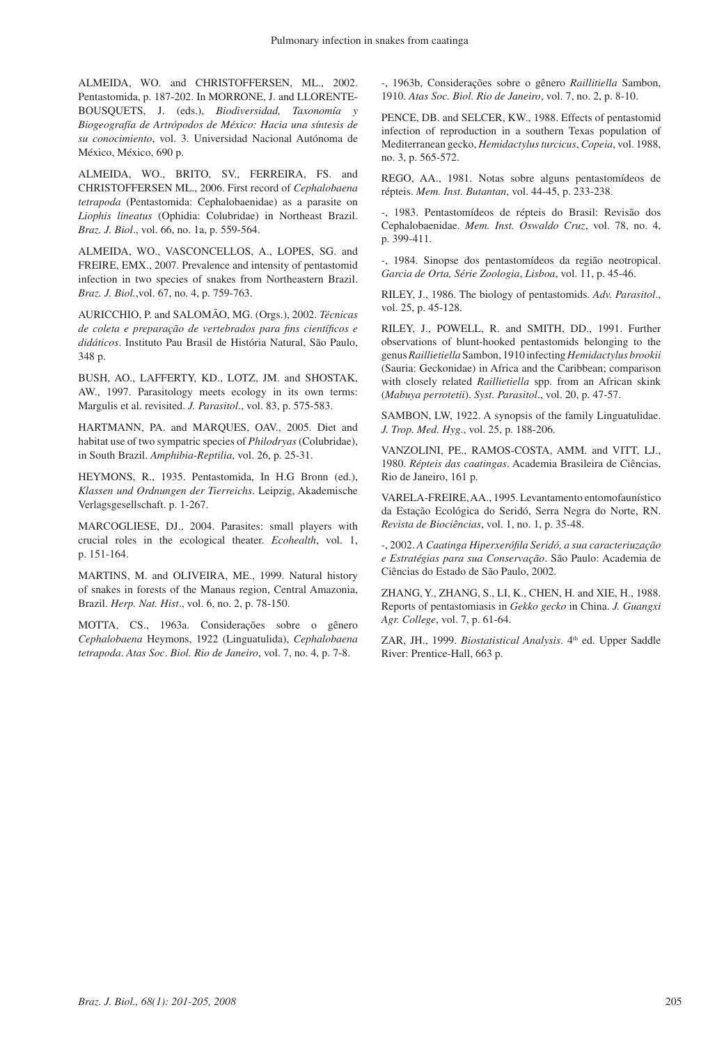ALMEIDA, WO. and CHRISTOFFERSEN, ML., 2002. Pentastomida, p. 187-202. In MORRONE, J. and LLORENTE-BOUSQUETS, J. (eds.), *Biodiversidad, Taxonomía y Biogeografía de Artrópodos de México: Hacia una síntesis de su conocimiento*, vol. 3. Universidad Nacional Autónoma de México, México, 690 p.

ALMEIDA, WO., BRITO, SV., FERREIRA, FS. and CHRISTOFFERSEN ML., 2006. First record of *Cephalobaena tetrapoda* (Pentastomida: Cephalobaenidae) as a parasite on *Liophis lineatus* (Ophidia: Colubridae) in Northeast Brazil. *Braz. J. Biol*., vol. 66, no. 1a, p. 559-564.

ALMEIDA, WO., VASCONCELLOS, A., LOPES, SG. and FREIRE, EMX., 2007. Prevalence and intensity of pentastomid infection in two species of snakes from Northeastern Brazil. *Braz. J. Biol.*,vol. 67, no. 4, p. 759-763.

AURICCHIO, P. and SALOMÃO, MG. (Orgs.), 2002. *Técnicas de coleta e preparação de vertebrados para fins científicos e didáticos*. Instituto Pau Brasil de História Natural, São Paulo, 348 p.

BUSH, AO., LAFFERTY, KD., LOTZ, JM. and SHOSTAK, AW., 1997. Parasitology meets ecology in its own terms: Margulis et al. revisited. *J. Parasitol*., vol. 83, p. 575-583.

HARTMANN, PA. and MARQUES, OAV., 2005. Diet and habitat use of two sympatric species of *Philodryas* (Colubridae), in South Brazil. *Amphibia-Reptilia*, vol. 26, p. 25-31.

HEYMONS, R., 1935. Pentastomida, In H.G Bronn (ed.), *Klassen und Ordnungen der Tierreichs*. Leipzig, Akademische Verlagsgesellschaft. p. 1-267.

MARCOGLIESE, DJ., 2004. Parasites: small players with crucial roles in the ecological theater. *Ecohealth*, vol. 1, p. 151-164.

MARTINS, M. and OLIVEIRA, ME., 1999. Natural history of snakes in forests of the Manaus region, Central Amazonia, Brazil. *Herp. Nat. Hist*., vol. 6, no. 2, p. 78-150.

MOTTA, CS., 1963a. Considerações sobre o gênero *Cephalobaena* Heymons, 1922 (Linguatulida), *Cephalobaena tetrapoda*. *Atas Soc*. *Biol. Rio de Janeiro*, vol. 7, no. 4, p. 7-8.

-, 1963b, Considerações sobre o gênero *Raillitiella* Sambon, 1910. *Atas Soc. Biol. Rio de Janeiro*, vol. 7, no. 2, p. 8-10.

PENCE, DB. and SELCER, KW., 1988. Effects of pentastomid infection of reproduction in a southern Texas population of Mediterranean gecko, *Hemidactylus turcicus*, *Copeia*, vol. 1988, no. 3, p. 565-572.

REGO, AA., 1981. Notas sobre alguns pentastomídeos de répteis. *Mem. Inst. Butantan*, vol. 44-45, p. 233-238.

-, 1983. Pentastomídeos de répteis do Brasil: Revisão dos Cephalobaenidae. *Mem. Inst. Oswaldo Cruz*, vol. 78, no. 4, p. 399-411.

-, 1984. Sinopse dos pentastomídeos da região neotropical. *Garcia de Orta, Série Zoologia*, *Lisboa*, vol. 11, p. 45-46.

RILEY, J., 1986. The biology of pentastomids. *Adv. Parasitol*., vol. 25, p. 45-128.

RILEY, J., POWELL, R. and SMITH, DD., 1991. Further observations of blunt-hooked pentastomids belonging to the genus *Raillietiella* Sambon, 1910 infecting *Hemidactylus brookii* (Sauria: Geckonidae) in Africa and the Caribbean; comparison with closely related *Raillietiella* spp. from an African skink (*Mabuya perrotetii*). *Syst. Parasitol*., vol. 20, p. 47-57.

SAMBON, LW, 1922. A synopsis of the family Linguatulidae. *J. Trop. Med. Hyg*., vol. 25, p. 188-206.

VANZOLINI, PE., RAMOS-COSTA, AMM. and VITT, LJ., 1980. *Répteis das caatingas*. Academia Brasileira de Ciências, Rio de Janeiro, 161 p.

VARELA-FREIRE, AA., 1995. Levantamento entomofaunístico da Estação Ecológica do Seridó, Serra Negra do Norte, RN. *Revista de Biociências*, vol. 1, no. 1, p. 35-48.

-, 2002. *A Caatinga Hiperxerófila Seridó, a sua caracteriuzação e Estratégias para sua Conservação*. São Paulo: Academia de Ciências do Estado de São Paulo, 2002.

ZHANG, Y., ZHANG, S., LI, K., CHEN, H. and XIE, H., 1988. Reports of pentastomiasis in *Gekko gecko* in China. *J. Guangxi Agr. College*, vol. 7, p. 61-64.

ZAR, JH., 1999. *Biostatistical Analysis*. 4th ed. Upper Saddle River: Prentice-Hall, 663 p.